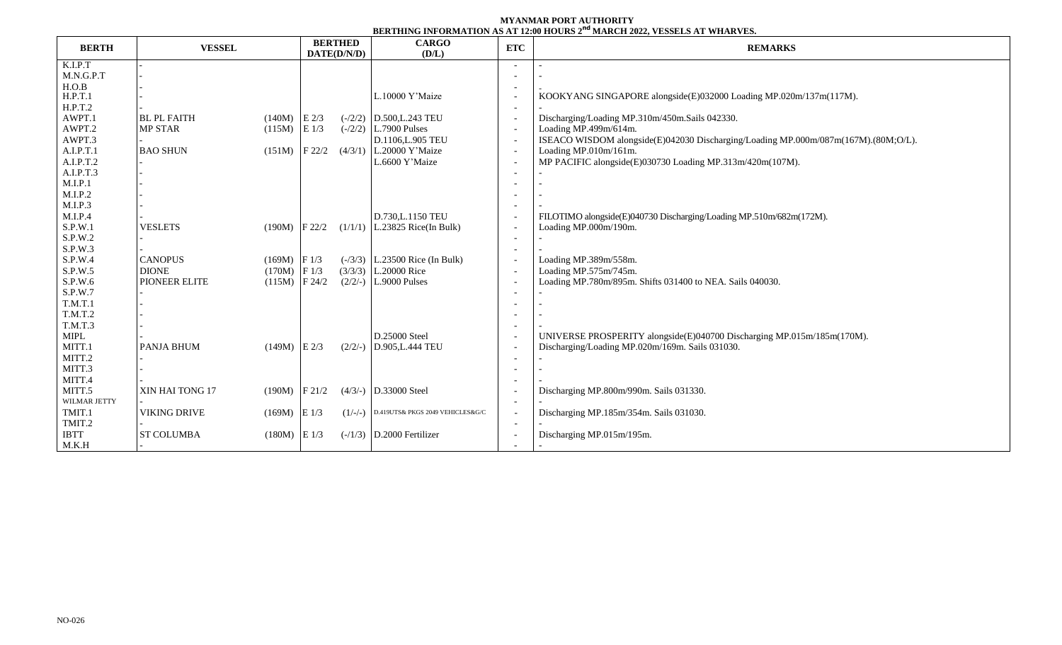**MYANMAR PORT AUTHORITY**

**BERTHING INFORMATION AS AT 12:00 HOURS 2nd MARCH 2022, VESSELS AT WHARVES.**

| BERTH | VESSEL | | BERTHED DATE(D/N/D) | | CARGO (D/L) | ETC | REMARKS |
|---|---|---|---|---|---|---|---|
| K.I.P.T | - | | | | | - | - |
| M.N.G.P.T | - | | | | | - | - |
| H.O.B | - | | | | | - | - |
| H.P.T.1 | - | | | | L.10000 Y'Maize | - | KOOKYANG SINGAPORE alongside(E)032000 Loading MP.020m/137m(117M). |
| H.P.T.2 | - | | | | | - | - |
| AWPT.1 | BL PL FAITH | (140M) | E 2/3 | (-/2/2) | D.500,L.243 TEU | - | Discharging/Loading MP.310m/450m.Sails 042330. |
| AWPT.2 | MP STAR | (115M) | E 1/3 | (-/2/2) | L.7900 Pulses | - | Loading MP.499m/614m. |
| AWPT.3 | - | | | | D.1106,L.905 TEU | - | ISEACO WISDOM alongside(E)042030 Discharging/Loading MP.000m/087m(167M).(80M;O/L). |
| A.I.P.T.1 | BAO SHUN | (151M) | F 22/2 | (4/3/1) | L.20000 Y'Maize | - | Loading MP.010m/161m. |
| A.I.P.T.2 | - | | | | L.6600 Y'Maize | - | MP PACIFIC alongside(E)030730 Loading MP.313m/420m(107M). |
| A.I.P.T.3 | - | | | | | - | - |
| M.I.P.1 | - | | | | | - | - |
| M.I.P.2 | - | | | | | - | - |
| M.I.P.3 | - | | | | | - | - |
| M.I.P.4 | - | | | | D.730,L.1150 TEU | - | FILOTIMO alongside(E)040730 Discharging/Loading MP.510m/682m(172M). |
| S.P.W.1 | VESLETS | (190M) | F 22/2 | (1/1/1) | L.23825 Rice(In Bulk) | - | Loading MP.000m/190m. |
| S.P.W.2 | - | | | | | - | - |
| S.P.W.3 | - | | | | | - | - |
| S.P.W.4 | CANOPUS | (169M) | F 1/3 | (-/3/3) | L.23500 Rice (In Bulk) | - | Loading MP.389m/558m. |
| S.P.W.5 | DIONE | (170M) | F 1/3 | (3/3/3) | L.20000 Rice | - | Loading MP.575m/745m. |
| S.P.W.6 | PIONEER ELITE | (115M) | F 24/2 | (2/2/-) | L.9000 Pulses | - | Loading MP.780m/895m. Shifts 031400 to NEA. Sails 040030. |
| S.P.W.7 | - | | | | | - | - |
| T.M.T.1 | - | | | | | - | - |
| T.M.T.2 | - | | | | | - | - |
| T.M.T.3 | - | | | | | - | - |
| MIPL | - | | | | D.25000 Steel | - | UNIVERSE PROSPERITY alongside(E)040700 Discharging MP.015m/185m(170M). |
| MITT.1 | PANJA BHUM | (149M) | E 2/3 | (2/2/-) | D.905,L.444 TEU | - | Discharging/Loading MP.020m/169m. Sails 031030. |
| MITT.2 | - | | | | | - | - |
| MITT.3 | - | | | | | - | - |
| MITT.4 | - | | | | | - | - |
| MITT.5 | XIN HAI TONG 17 | (190M) | F 21/2 | (4/3/-) | D.33000 Steel | - | Discharging MP.800m/990m. Sails 031330. |
| WILMAR JETTY | - | | | | | - | - |
| TMIT.1 | VIKING DRIVE | (169M) | E 1/3 | (1/-/-) | D.419UTS& PKGS 2049 VEHICLES&G/C | - | Discharging MP.185m/354m. Sails 031030. |
| TMIT.2 | - | | | | | - | - |
| IBTT | ST COLUMBA | (180M) | E 1/3 | (-/1/3) | D.2000 Fertilizer | - | Discharging MP.015m/195m. |
| M.K.H | - | | | | | - | - |

NO-026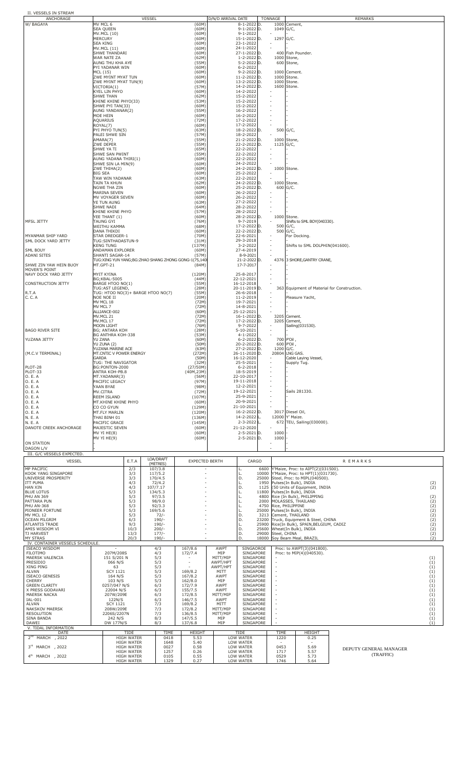## II. VESSELS IN STREAM

| ANCHORAGE | VESSEL | | D/N/D ARRIVAL DATE | | TONNAGE | REMARKS |
|---|---|---|---|---|---|---|
| W/ BAGAYA | MV MCL 6 | (60M) | 8-1-2022 | D. | 1000 | Cement, |
| | SEA QUEEN | (60M) | 9-1-2022 | D. | 1049 | G/C, |
| | MV.MCL (10) | (60M) | 9-1-2022 | | - | - |
| | MERCURY | (60M) | 15-1-2022 | D. | 1297 | G/C. |
| | SEA KING | (60M) | 23-1-2022 | | - | - |
| | MV.MCL (11) | (60M) | 24-1-2022 | | - | - |
| | SHWE THANDARI | (60M) | 27-1-2022 | D. | 400 | Fish Pounder. |
| | WAR NATE ZA | (62M) | 1-2-2022 | D. | 1000 | Stone, |
| | AUNG THU KHA AYE | (55M) | 5-2-2022 | D. | 600 | Stone, |
| | PYI YADANAR WIN | (60M) | 6-2-2022 | | | |
| | MCL (15) | (60M) | 9-2-2022 | D. | 1000 | Cement. |
| | ZWE MYINT MYAT TUN | (60M) | 11-2-2022 | D. | 1000 | Stone. |
| | ZWE MYINT MYAT TUN(9) | (60M) | 13-2-2022 | D. | 1000 | Stone. |
| | VICTORIA(1) | (57M) | 14-2-2022 | D. | 1600 | Stone. |
| | KYEL LIN PHYO | (60M) | 14-2-2022 | | - | - |
| | SHWE THAN | (62M) | 15-2-2022 | | - | - |
| | KHINE KHINE PHYO(33) | (53M) | 15-2-2022 | | - | - |
| | SHWE PYI TAN(33) | (60M) | 15-2-2022 | | - | - |
| | AUNG YANDANAR(2) | (55M) | 16-2-2022 | | - | - |
| | MOE HEIN | (60M) | 16-2-2022 | | - | - |
| | AQUARIUS | (72M) | 17-2-2022 | | - | - |
| | ROYAL(7) | (60M) | 17-2-2022 | | - | - |
| | PYI PHYO TUN(5) | (63M) | 18-2-2022 | D. | 500 | G/C, |
| | PALEI SHWE SIN | (57M) | 18-2-2022 | | - | - |
| | AMARA(7) | (55M) | 21-2-2022 | D. | 1000 | Stone, |
| | ZWE DEPER | (55M) | 22-2-2022 | D. | 1125 | G/C, |
| | SHWE YA TI | (65M) | 22-2-2022 | | - | - |
| | SHWE SAN PWINT | (55M) | 22-2-2022 | | - | - |
| | AUNG YADANA THIRI(1) | (60M) | 22-2-2022 | | - | - |
| | SHWE SIN LA MIN(9) | (60M) | 24-2-2022 | | - | - |
| | ZWE THIHA(2) | (60M) | 24-2-2022 | D. | 1000 | Stone. |
| | BIG SEA | (60M) | 25-2-2022 | | - | - |
| | TAW WIN YADANAR | (63M) | 22-2-2022 | | - | - |
| | TAIN TA KHUN | (62M) | 24-2-2022 | D. | 1000 | Stone. |
| | NGWE THA ZIN | (60M) | 25-2-2022 | D. | 600 | G/C. |
| | MARINA SEVEN | (60M) | 26-2-2022 | | - | - |
| | MV VOYAGER SEVEN | (60M) | 26-2-2022 | | - | - |
| | YE TUN AUNG | (63M) | 27-2-2022 | | - | - |
| | SHWE NADI | (64M) | 28-2-2022 | | - | - |
| | KHINE KHINE PHYO | (57M) | 28-2-2022 | | - | - |
| | YEE THANT (1) | (60M) | 28-2-2022 | D. | 1000 | Stone. |
| MFSL JETTY | TAUNG GYI | (76M) | 9-7-2019 | | - | Shifts to SML BOY(040330). |
| | WEITHU KAMMA | (68M) | 17-2-2022 | D. | 500 | G/C, |
| | DANA THIKDI | (60M) | 22-2-2022 | D. | 500 | G/C, |
| MYANMAR SHIP YARD | STAR DREDGER-1 | (70M) | 22-6-2021 | | - | For Docking. |
| SML DOCK YARD JETTY | TUG:SINTHADASTUN-9 | (31M) | 29-3-2018 | | - | - |
| | KENG TUNG | (137M) | 3-2-2022 | | - | Shifts to SML DOLPHIN(041600). |
| SML BOUY | ANDAMAN EXPLORER | (60M) | 27-4-2019 | | - | - |
| ADANI SITES | SHANTI SAGAR-14 | (57M) | 8-9-2021 | | - | |
| | TUG:XING YUN YANG;BG:ZHAO SHANG ZHONG GONG-1(75,140 | | 21-2-2022 | D. | 4376 | 3 SHORE,GANTRY CRANE, |
| SHWE ZIN YAW HEIN BUOY | MT.GPT-21 | (84M) | 17-7-2017 | | - | - |
| MOVER'S POINT | - | | | | - | - |
| NAVY DOCK YARD JETTY | MYIT KYINA | (120M) | 25-8-2017 | | - | - |
| | BG;KBAL-5005 | (44M) | 22-12-2021 | | - | - |
| CONSTRUCTION JETTY | BARGE HTOO NO(1) | (55M) | 16-12-2018 | | - | - |
| | TUG:AST LEGEND, | (28M) | 20-11-2019 | D. | 363 | Equipment of Material for Construction. |
| R.T.A | TUG: HTOO NO(3)+ BARGE HTOO NO(7) | (55M) | 26-6-2018 | | - | - |
| C. C. A | NOE NOE II | (20M) | 11-2-2019 | | - | Pleasure Yacht, |
| | MV MCL 18 | (72M) | 19-7-2021 | | - | - |
| | MV MCL 7 | (72M) | 14-8-2021 | | - | - |
| | ALLIANCE-002 | (60M) | 25-12-2021 | | - | - |
| | MV.MCL 21 | (72M) | 16-1-2022 | D. | 3205 | Cement. |
| | MV.MCL 17 | (72M) | 17-2-2022 | D. | 3205 | Cement, |
| | MOON LIGHT | (76M) | 9-7-2022 | | - | Sailing(031530). |
| BAGO RIVER SITE | BG; ANTARA KOH | (28M) | 5-10-2021 | | - | - |
| | BG ANTHRA KOH-338 | (53M) | 4-1-2022 | | - | - |
| YUZANA JETTY | YU ZANA | (60M) | 6-2-2022 | D. | 700 | POil , |
| | YU ZUNA (2) | (50M) | 20-2-2022 | D. | 600 | POil , |
| | YUZANA MARINE ACE | (63M) | 27-2-2022 | D. | 1200 | G/C. |
| (M.C.V TERMINAL) | MT.CNTIC V POWER ENERGY | (272M) | 26-11-2020 | D. | 20804 | LNG GAS. |
| | GARDA | (50M) | 16-12-2020 | | - | Cable Laying Vessel, |
| | TUG: THE NAVIGATOR | (32M) | 25-5-2021 | | - | Supply Tug. |
| PLOT-28 | BG:PONTON-2000 | (27/50M) | 6-2-2018 | | - | - |
| PLOT-33 | ANTRA KOH-PB.8 | (40M,23M) | 18-5-2019 | | - | - |
| O. E. A | MT.YADANAR(3) | (56M) | 22-10-2017 | | - | - |
| O. E. A | PACIFIC LEGACY | (97M) | 19-11-2018 | | - | - |
| O. E. A | YAAN BYAE | (98M) | 12-2-2021 | | - | - |
| O. E. A | MV.CITRA | (72M) | 19-12-2021 | | - | Sails 281330. |
| O. E. A | REEM ISLAND | (107M) | 25-9-2021 | | - | - |
| O. E. A | MT.KHINE KHINE PHYO | (60M) | 20-9-2021 | | - | - |
| O. E. A | CO CO GYUN | (129M) | 21-10-2021 | | - | - |
| O. E. A | MT.FLY MARLIN | (120M) | 16-2-2022 | D. | 3017 | Diesel Oil, |
| N. E. A | THAI BINH 01 | (136M) | 14-2-2022 | L. | 12000 | Y' Maize. |
| N. E. A | PACIFIC GRACE | (145M) | 2-3-2022 | L. | 672 | TEU, Sailing(030000). |
| DANOTE CREEK ANCHORAGE | MAJESTIC SEVEN | (60M) | 21-12-2020 | | - | |
| | MV YI HE(8) | (60M) | 2-5-2021 | D. | 1000 | - |
| | MV YI HE(9) | (60M) | 2-5-2021 | D. | 1000 | - |
| ON STATION | - | | | | - | - |
| DAGON L/V | - | | | | - | - |

## III. G/C VESSELS EXPECTED.

| VESSEL | E.T.A | LOA/DRAFT (METRES) | EXPECTED BERTH | CARGO | | R E M A R K S | |
|---|---|---|---|---|---|---|---|
| MP PACIFIC | 2/3 | 107/3.8 | - | L. | 6600 | Y'Maize, Proc: to AIPT(2)(031500). | |
| KOOK YANG SINGAPORE | 3/3 | 117/5.2 | - | L. | 10000 | Y'Maize, Proc: to HPT(1)(031730). | |
| UNIVERSE PROSPERITY | 3/3 | 170/4.5 | - | D. | 25000 | Steel, Proc: to MIPL(040500). | |
| ITT PUMA | 4/3 | 72/4.2 | - | L. | 1950 | Pulses(In Bulk), INDIA | (2) |
| HAN XIN | 4/3 | 107/7.17 | - | D. | 1125 | 50 Units of Equipment, INDIA | (2) |
| BLUE LOTUS | 5/3 | 134/5.3 | - | L. | 11800 | Pulses(In Bulk), INDIA | |
| PHU AN 369 | 5/3 | 97/3.5 | - | L. | 4800 | Rice (In Bulk), PHILIPPING | (2) |
| PATTARA PUN | 5/3 | 98/9.0 | - | L. | 2000 | MOLASSES, THAILAND | (2) |
| PHU AN-368 | 5/3 | 92/3.3 | - | L. | 4750 | Rice, PHILIPPINE | (2) |
| PIONEER FORTUNE | 5/3 | 169/5.6 | - | L. | 25000 | Pulses(In Bulk), INDIA | (2) |
| MV MCL 12 | 5/3 | 72/- | - | D. | 3213 | Cement, THAILAND | (2) |
| OCEAN PILGRIM | 6/3 | 190/- | - | D. | 23200 | Truck, Equipment & Steel, CHINA | (2) |
| ATLANTIS TRADE | 9/3 | 190/- | - | L. | 25900 | Rice(In Bulk), SPAIN,BELGIUM, CADIZ | (2) |
| AMIS WISDOM VI | 10/3 | 200/- | - | D. | 25600 | Wheat(In Bulk), INDIA | (2) |
| TJ HARVEST | 13/3 | 177/- | - | D. | 29000 | Steel, CHINA | (2) |
| MY STRAS | 20/3 | 190/- | - | D. | 18000 | Soy Beam Meal, BRAZIL | (2) |

## IV. CONTAINER VESSELS SCHEDULE.

| | | | | | | | |
|---|---|---|---|---|---|---|---|
| ISEACO WISDOM | - | 4/3 | 167/8.6 | AWPT | SINGAOROE | Proc: to AWPT(3)(041800). | |
| FILOTIMO | 207M/208S | 4/3 | 172/7.4 | MIP | SINGAPORE | Proc: to MIP(4)(040530). | |
| MAERSK VALENCIA | 151 S/201 N | 5/3 | - | MITT/MIP | SINGAPORE | - | (1) |
| PRESIDIO | 066 N/S | 5/3 | - | AWPT/HPT | SINGAPORE | - | (1) |
| XING PING | 63 | 5/3 | - | AWPT/HPT | SINGAPORE | - | (1) |
| ALVAN | SCY 1121 | 5/3 | 169/8.2 | MITT | SINGAPORE | - | (1) |
| ISEACO GENESIS | 164 N/S | 5/3 | 167/8.2 | AWPT | SINGAPORE | - | (1) |
| CHERRY | 103 N/S | 5/3 | 162/8.0 | MIP | SINGAPORE | - | (1) |
| GREEN CLARITY | 0257/047 N/S | 6/3 | 172/7.9 | AWPT | SINGAPORE | - | (1) |
| X PRESS GODAVARI | 22004 N/S | 6/3 | 155/7.5 | AWPT | SINGAPORE | - | (1) |
| MAERSK NACKA | 207W/209E | 6/3 | 172/8.5 | MITT/MIP | SINGAPORE | - | (1) |
| IAL-001 | 122N/S | 6/3 | 146/7.5 | AWPT | SINGAPORE | - | (1) |
| ALVAN | SCY 1121 | 7/3 | 169/8.2 | MITT | SINGAPORE | - | (1) |
| NAKSKOV MAERSK | 208W/209E | 7/3 | 172/8.2 | MITT/MIP | SINGAPORE | - | (1) |
| RESOLUTION | 2206S/2207N | 7/3 | 136/8.5 | MITT/MIP | SINGAPORE | - | (1) |
| SINA BANDA | 242 N/S | 8/3 | 147/5.5 | MIP | SINGAPORE | - | (1) |
| DAWEI | DW 177N/S | 8/3 | 137/6.8 | MIP | SINGAPORE | - | (1) |

## V. TIDAL INFORMATION

| DATE | TIDE | TIME | HEIGHT | TIDE | TIME | HEIGHT |
|---|---|---|---|---|---|---|
| 2nd MARCH , 2022 | HIGH WATER | 0418 | 5.53 | LOW WATER | 1220 | 0.25 |
| | HIGH WATER | 1648 | 5.40 | LOW WATER | - | - |
| 3rd MARCH , 2022 | HIGH WATER | 0027 | 0.58 | LOW WATER | 0453 | 5.69 |
| | HIGH WATER | 1257 | 0.26 | LOW WATER | 1717 | 5.57 |
| 4th MARCH , 2022 | HIGH WATER | 0105 | 0.55 | LOW WATER | 0529 | 5.73 |
| | HIGH WATER | 1329 | 0.27 | LOW WATER | 1746 | 5.64 |

DEPUTY GENERAL MANAGER
(TRAFFIC)